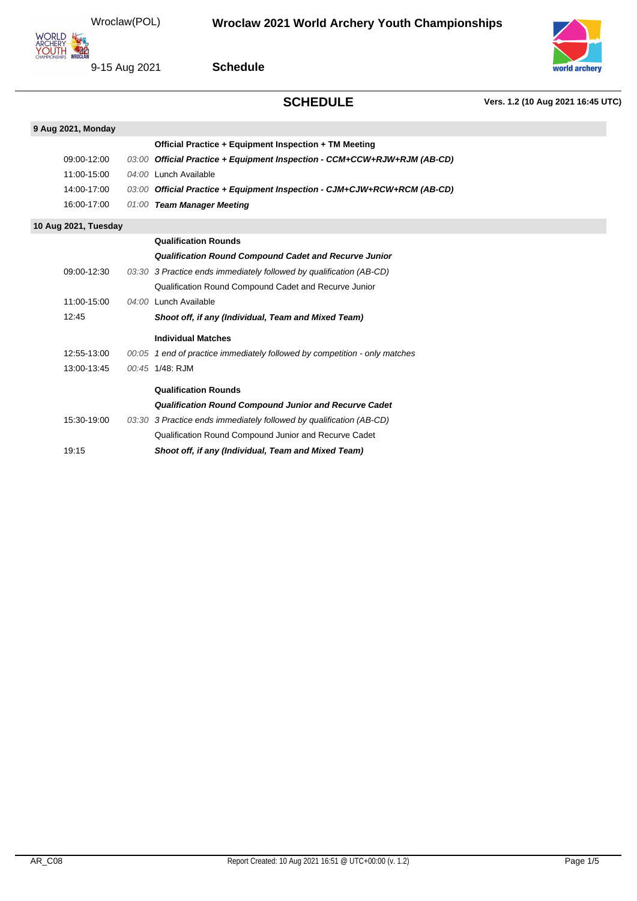# Wroclaw 2021 World Archery Youth Championships

Wroclaw(POL)

9-15 Aug 2021

**Schedule**

## SCHEDULE

**Vers. 1.2 (10 Aug 2021 16:45 UTC)**

### 9 Aug 2021, Monday

| Time | Duration | Event |
|---|---|---|
| | | **Official Practice + Equipment Inspection + TM Meeting** |
| 09:00-12:00 | *03:00* | ***Official Practice + Equipment Inspection - CCM+CCW+RJW+RJM (AB-CD)*** |
| 11:00-15:00 | *04:00* | Lunch Available |
| 14:00-17:00 | *03:00* | ***Official Practice + Equipment Inspection - CJM+CJW+RCW+RCM (AB-CD)*** |
| 16:00-17:00 | *01:00* | ***Team Manager Meeting*** |

### 10 Aug 2021, Tuesday

| Time | Duration | Event |
|---|---|---|
| | | **Qualification Rounds** |
| | | ***Qualification Round Compound Cadet and Recurve Junior*** |
| 09:00-12:30 | *03:30* | *3 Practice ends immediately followed by qualification (AB-CD)* |
| | | Qualification Round Compound Cadet and Recurve Junior |
| 11:00-15:00 | *04:00* | Lunch Available |
| 12:45 | | ***Shoot off, if any (Individual, Team and Mixed Team)*** |
| | | **Individual Matches** |
| 12:55-13:00 | *00:05* | *1 end of practice immediately followed by competition - only matches* |
| 13:00-13:45 | *00:45* | 1/48: RJM |
| | | **Qualification Rounds** |
| | | ***Qualification Round Compound Junior and Recurve Cadet*** |
| 15:30-19:00 | *03:30* | *3 Practice ends immediately followed by qualification (AB-CD)* |
| | | Qualification Round Compound Junior and Recurve Cadet |
| 19:15 | | ***Shoot off, if any (Individual, Team and Mixed Team)*** |

AR_C08 — Report Created: 10 Aug 2021 16:51 @ UTC+00:00 (v. 1.2)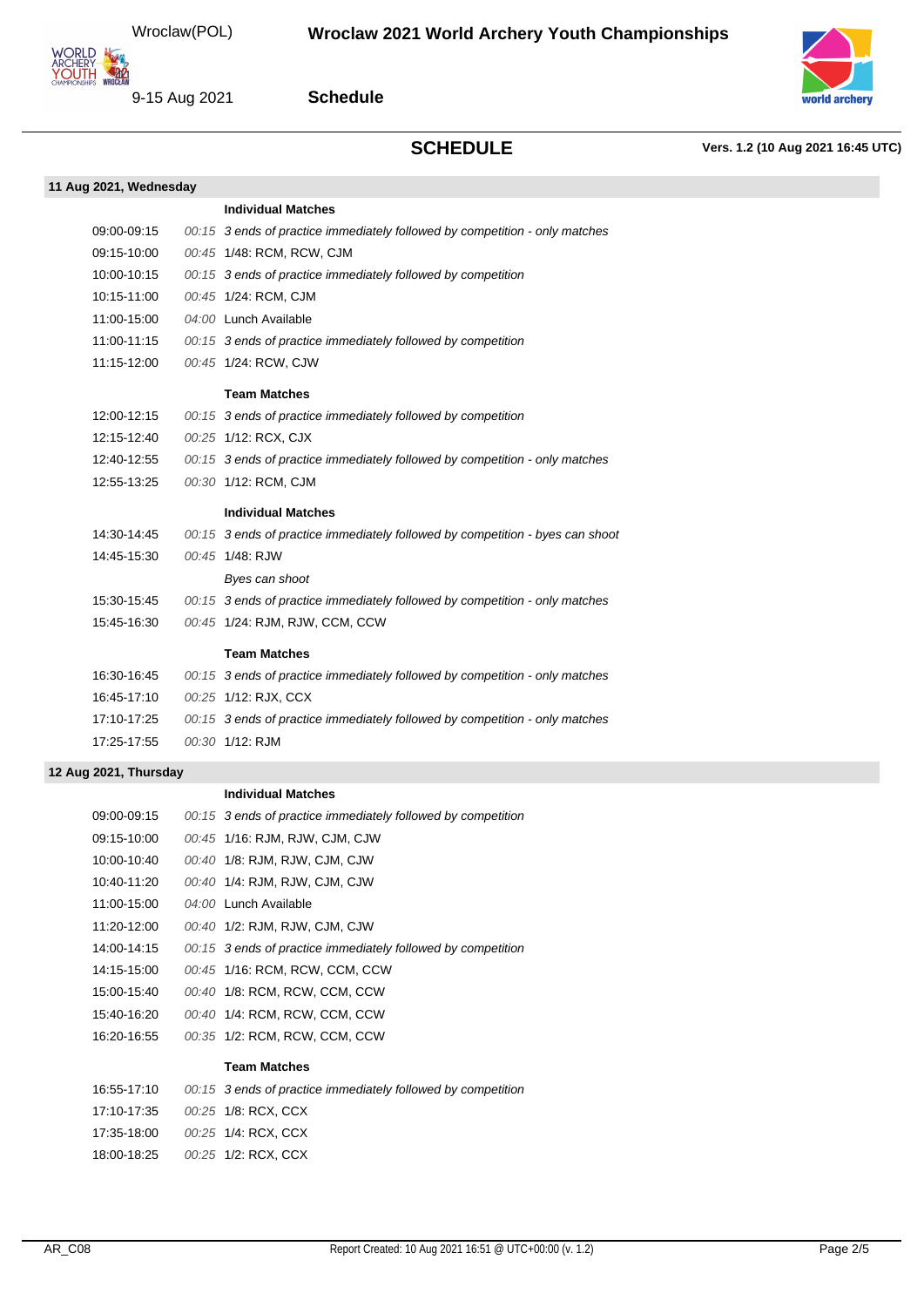## SCHEDULE

**Vers. 1.2 (10 Aug 2021 16:45 UTC)**

### 11 Aug 2021, Wednesday

| Time | Duration | Event |
|---|---|---|
| | | **Individual Matches** |
| 09:00-09:15 | *00:15* | *3 ends of practice immediately followed by competition - only matches* |
| 09:15-10:00 | *00:45* | 1/48: RCM, RCW, CJM |
| 10:00-10:15 | *00:15* | *3 ends of practice immediately followed by competition* |
| 10:15-11:00 | *00:45* | 1/24: RCM, CJM |
| 11:00-15:00 | *04:00* | Lunch Available |
| 11:00-11:15 | *00:15* | *3 ends of practice immediately followed by competition* |
| 11:15-12:00 | *00:45* | 1/24: RCW, CJW |
| | | **Team Matches** |
| 12:00-12:15 | *00:15* | *3 ends of practice immediately followed by competition* |
| 12:15-12:40 | *00:25* | 1/12: RCX, CJX |
| 12:40-12:55 | *00:15* | *3 ends of practice immediately followed by competition - only matches* |
| 12:55-13:25 | *00:30* | 1/12: RCM, CJM |
| | | **Individual Matches** |
| 14:30-14:45 | *00:15* | *3 ends of practice immediately followed by competition - byes can shoot* |
| 14:45-15:30 | *00:45* | 1/48: RJW |
| | | *Byes can shoot* |
| 15:30-15:45 | *00:15* | *3 ends of practice immediately followed by competition - only matches* |
| 15:45-16:30 | *00:45* | 1/24: RJM, RJW, CCM, CCW |
| | | **Team Matches** |
| 16:30-16:45 | *00:15* | *3 ends of practice immediately followed by competition - only matches* |
| 16:45-17:10 | *00:25* | 1/12: RJX, CCX |
| 17:10-17:25 | *00:15* | *3 ends of practice immediately followed by competition - only matches* |
| 17:25-17:55 | *00:30* | 1/12: RJM |

### 12 Aug 2021, Thursday

| Time | Duration | Event |
|---|---|---|
| | | **Individual Matches** |
| 09:00-09:15 | *00:15* | *3 ends of practice immediately followed by competition* |
| 09:15-10:00 | *00:45* | 1/16: RJM, RJW, CJM, CJW |
| 10:00-10:40 | *00:40* | 1/8: RJM, RJW, CJM, CJW |
| 10:40-11:20 | *00:40* | 1/4: RJM, RJW, CJM, CJW |
| 11:00-15:00 | *04:00* | Lunch Available |
| 11:20-12:00 | *00:40* | 1/2: RJM, RJW, CJM, CJW |
| 14:00-14:15 | *00:15* | *3 ends of practice immediately followed by competition* |
| 14:15-15:00 | *00:45* | 1/16: RCM, RCW, CCM, CCW |
| 15:00-15:40 | *00:40* | 1/8: RCM, RCW, CCM, CCW |
| 15:40-16:20 | *00:40* | 1/4: RCM, RCW, CCM, CCW |
| 16:20-16:55 | *00:35* | 1/2: RCM, RCW, CCM, CCW |
| | | **Team Matches** |
| 16:55-17:10 | *00:15* | *3 ends of practice immediately followed by competition* |
| 17:10-17:35 | *00:25* | 1/8: RCX, CCX |
| 17:35-18:00 | *00:25* | 1/4: RCX, CCX |
| 18:00-18:25 | *00:25* | 1/2: RCX, CCX |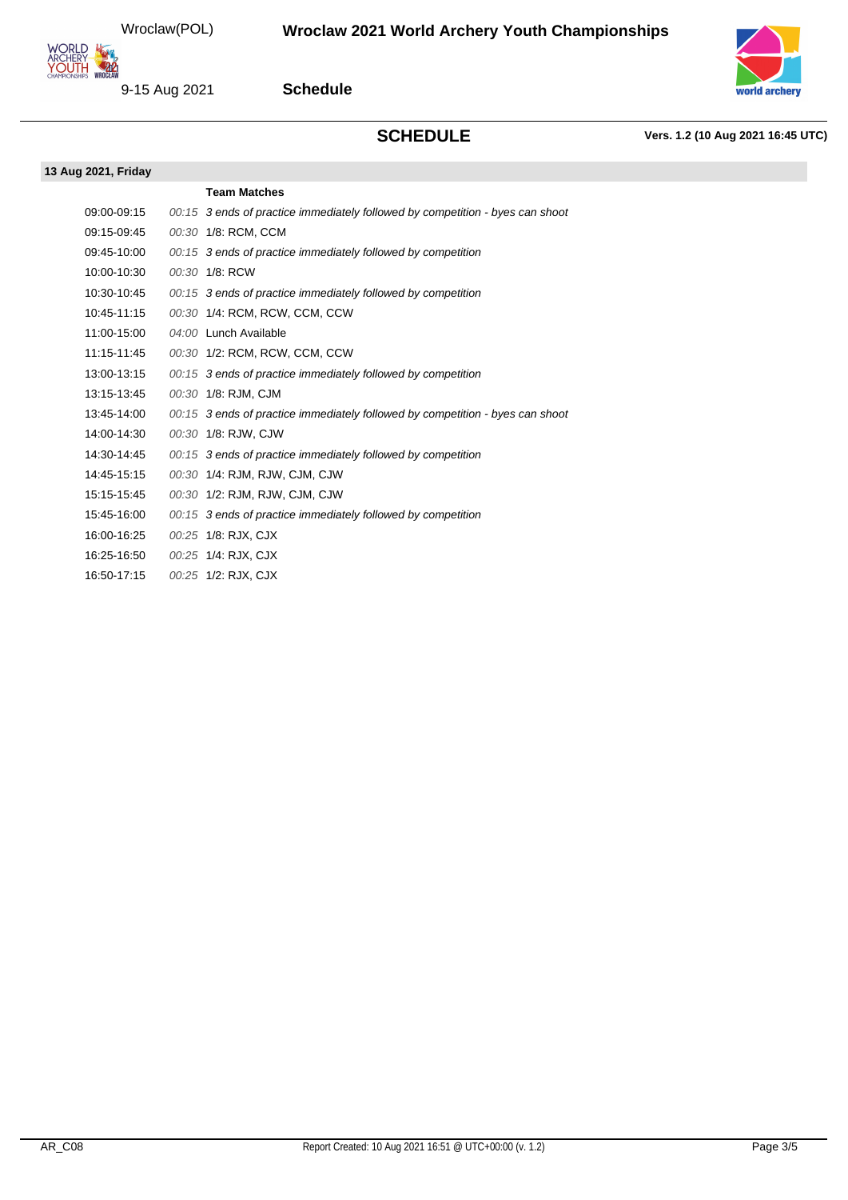## SCHEDULE

**Vers. 1.2 (10 Aug 2021 16:45 UTC)**

**13 Aug 2021, Friday**

| Time | Duration | Team Matches |
|---|---|---|
| 09:00-09:15 | *00:15* | *3 ends of practice immediately followed by competition - byes can shoot* |
| 09:15-09:45 | *00:30* | 1/8: RCM, CCM |
| 09:45-10:00 | *00:15* | *3 ends of practice immediately followed by competition* |
| 10:00-10:30 | *00:30* | 1/8: RCW |
| 10:30-10:45 | *00:15* | *3 ends of practice immediately followed by competition* |
| 10:45-11:15 | *00:30* | 1/4: RCM, RCW, CCM, CCW |
| 11:00-15:00 | *04:00* | Lunch Available |
| 11:15-11:45 | *00:30* | 1/2: RCM, RCW, CCM, CCW |
| 13:00-13:15 | *00:15* | *3 ends of practice immediately followed by competition* |
| 13:15-13:45 | *00:30* | 1/8: RJM, CJM |
| 13:45-14:00 | *00:15* | *3 ends of practice immediately followed by competition - byes can shoot* |
| 14:00-14:30 | *00:30* | 1/8: RJW, CJW |
| 14:30-14:45 | *00:15* | *3 ends of practice immediately followed by competition* |
| 14:45-15:15 | *00:30* | 1/4: RJM, RJW, CJM, CJW |
| 15:15-15:45 | *00:30* | 1/2: RJM, RJW, CJM, CJW |
| 15:45-16:00 | *00:15* | *3 ends of practice immediately followed by competition* |
| 16:00-16:25 | *00:25* | 1/8: RJX, CJX |
| 16:25-16:50 | *00:25* | 1/4: RJX, CJX |
| 16:50-17:15 | *00:25* | 1/2: RJX, CJX |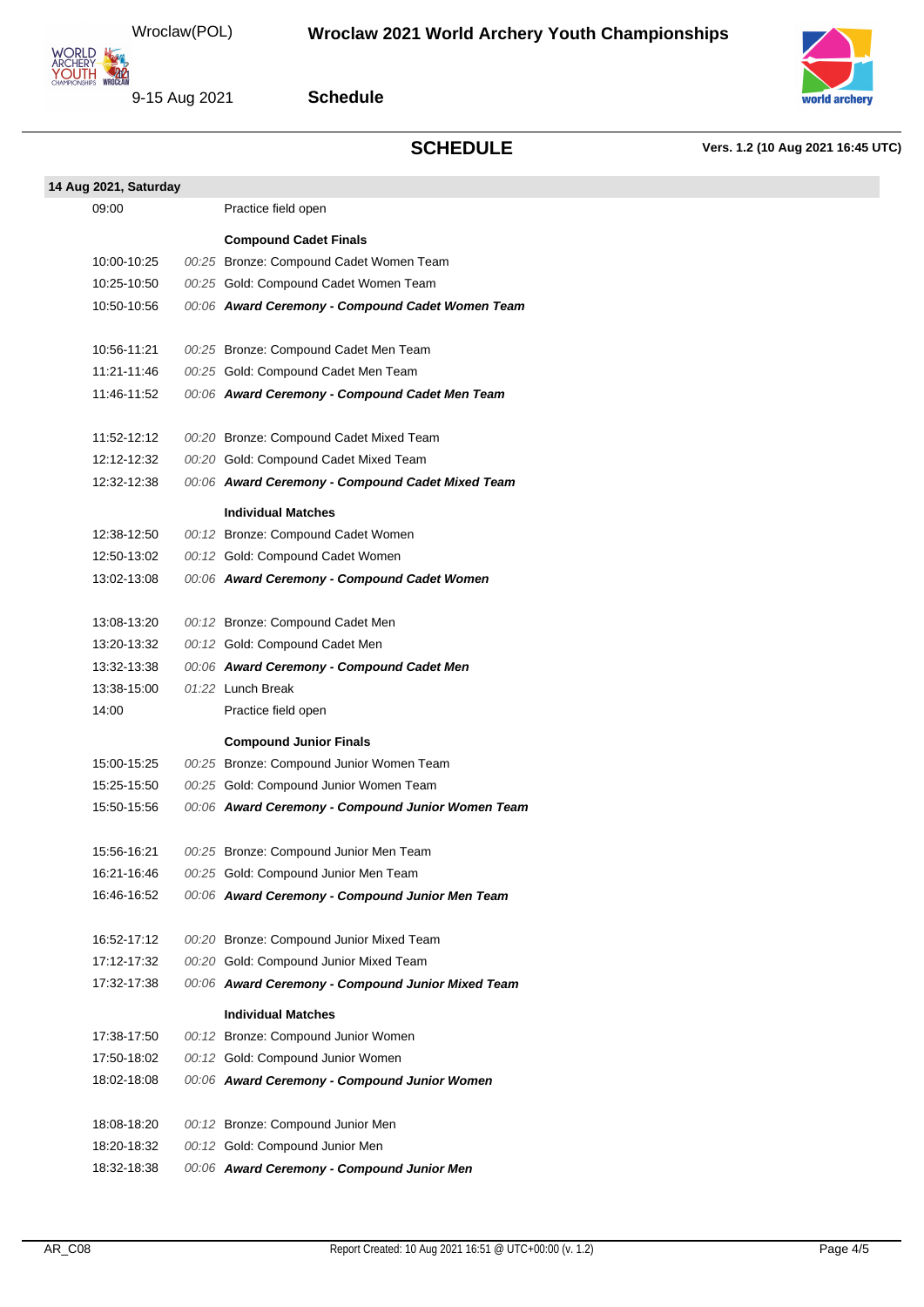## SCHEDULE

**Vers. 1.2 (10 Aug 2021 16:45 UTC)**

**14 Aug 2021, Saturday**

| Time | Duration | Event |
|---|---|---|
| 09:00 | | Practice field open |
| | | **Compound Cadet Finals** |
| 10:00-10:25 | *00:25* | Bronze: Compound Cadet Women Team |
| 10:25-10:50 | *00:25* | Gold: Compound Cadet Women Team |
| 10:50-10:56 | *00:06* | ***Award Ceremony - Compound Cadet Women Team*** |
| 10:56-11:21 | *00:25* | Bronze: Compound Cadet Men Team |
| 11:21-11:46 | *00:25* | Gold: Compound Cadet Men Team |
| 11:46-11:52 | *00:06* | ***Award Ceremony - Compound Cadet Men Team*** |
| 11:52-12:12 | *00:20* | Bronze: Compound Cadet Mixed Team |
| 12:12-12:32 | *00:20* | Gold: Compound Cadet Mixed Team |
| 12:32-12:38 | *00:06* | ***Award Ceremony - Compound Cadet Mixed Team*** |
| | | **Individual Matches** |
| 12:38-12:50 | *00:12* | Bronze: Compound Cadet Women |
| 12:50-13:02 | *00:12* | Gold: Compound Cadet Women |
| 13:02-13:08 | *00:06* | ***Award Ceremony - Compound Cadet Women*** |
| 13:08-13:20 | *00:12* | Bronze: Compound Cadet Men |
| 13:20-13:32 | *00:12* | Gold: Compound Cadet Men |
| 13:32-13:38 | *00:06* | ***Award Ceremony - Compound Cadet Men*** |
| 13:38-15:00 | *01:22* | Lunch Break |
| 14:00 | | Practice field open |
| | | **Compound Junior Finals** |
| 15:00-15:25 | *00:25* | Bronze: Compound Junior Women Team |
| 15:25-15:50 | *00:25* | Gold: Compound Junior Women Team |
| 15:50-15:56 | *00:06* | ***Award Ceremony - Compound Junior Women Team*** |
| 15:56-16:21 | *00:25* | Bronze: Compound Junior Men Team |
| 16:21-16:46 | *00:25* | Gold: Compound Junior Men Team |
| 16:46-16:52 | *00:06* | ***Award Ceremony - Compound Junior Men Team*** |
| 16:52-17:12 | *00:20* | Bronze: Compound Junior Mixed Team |
| 17:12-17:32 | *00:20* | Gold: Compound Junior Mixed Team |
| 17:32-17:38 | *00:06* | ***Award Ceremony - Compound Junior Mixed Team*** |
| | | **Individual Matches** |
| 17:38-17:50 | *00:12* | Bronze: Compound Junior Women |
| 17:50-18:02 | *00:12* | Gold: Compound Junior Women |
| 18:02-18:08 | *00:06* | ***Award Ceremony - Compound Junior Women*** |
| 18:08-18:20 | *00:12* | Bronze: Compound Junior Men |
| 18:20-18:32 | *00:12* | Gold: Compound Junior Men |
| 18:32-18:38 | *00:06* | ***Award Ceremony - Compound Junior Men*** |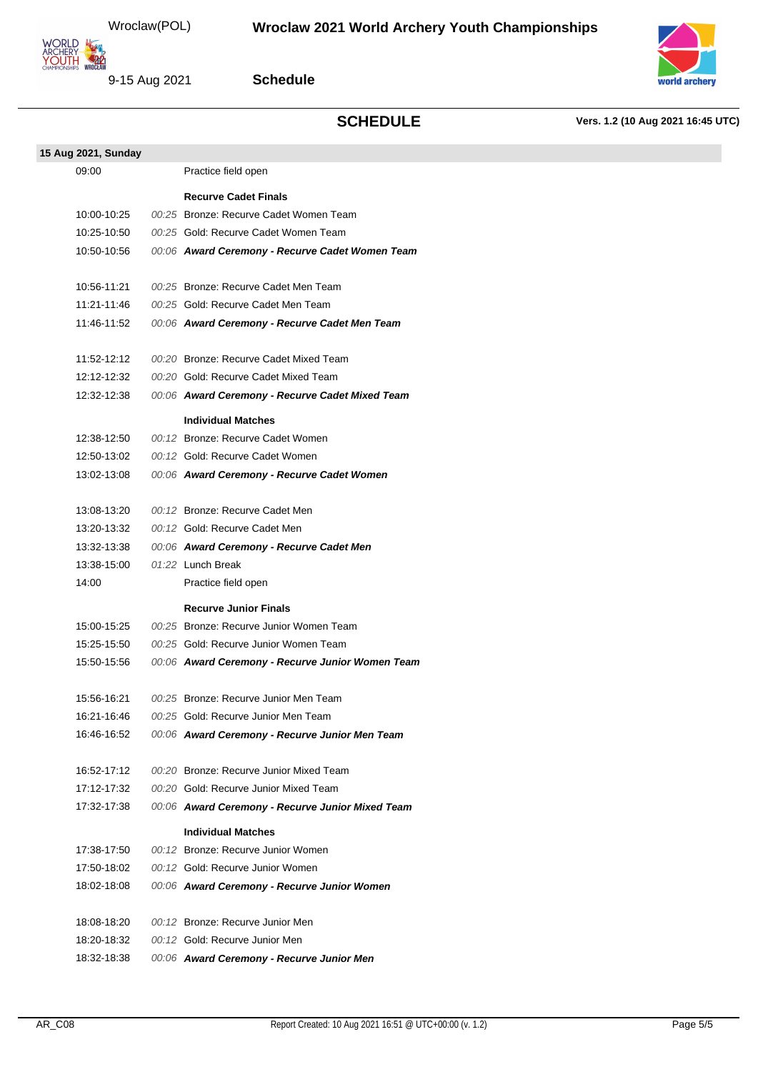## SCHEDULE

Vers. 1.2 (10 Aug 2021 16:45 UTC)

### 15 Aug 2021, Sunday

| | | |
|---|---|---|
| 09:00 | | Practice field open |
| | | **Recurve Cadet Finals** |
| 10:00-10:25 | *00:25* | Bronze: Recurve Cadet Women Team |
| 10:25-10:50 | *00:25* | Gold: Recurve Cadet Women Team |
| 10:50-10:56 | *00:06* | ***Award Ceremony - Recurve Cadet Women Team*** |
| 10:56-11:21 | *00:25* | Bronze: Recurve Cadet Men Team |
| 11:21-11:46 | *00:25* | Gold: Recurve Cadet Men Team |
| 11:46-11:52 | *00:06* | ***Award Ceremony - Recurve Cadet Men Team*** |
| 11:52-12:12 | *00:20* | Bronze: Recurve Cadet Mixed Team |
| 12:12-12:32 | *00:20* | Gold: Recurve Cadet Mixed Team |
| 12:32-12:38 | *00:06* | ***Award Ceremony - Recurve Cadet Mixed Team*** |
| | | **Individual Matches** |
| 12:38-12:50 | *00:12* | Bronze: Recurve Cadet Women |
| 12:50-13:02 | *00:12* | Gold: Recurve Cadet Women |
| 13:02-13:08 | *00:06* | ***Award Ceremony - Recurve Cadet Women*** |
| 13:08-13:20 | *00:12* | Bronze: Recurve Cadet Men |
| 13:20-13:32 | *00:12* | Gold: Recurve Cadet Men |
| 13:32-13:38 | *00:06* | ***Award Ceremony - Recurve Cadet Men*** |
| 13:38-15:00 | *01:22* | Lunch Break |
| 14:00 | | Practice field open |
| | | **Recurve Junior Finals** |
| 15:00-15:25 | *00:25* | Bronze: Recurve Junior Women Team |
| 15:25-15:50 | *00:25* | Gold: Recurve Junior Women Team |
| 15:50-15:56 | *00:06* | ***Award Ceremony - Recurve Junior Women Team*** |
| 15:56-16:21 | *00:25* | Bronze: Recurve Junior Men Team |
| 16:21-16:46 | *00:25* | Gold: Recurve Junior Men Team |
| 16:46-16:52 | *00:06* | ***Award Ceremony - Recurve Junior Men Team*** |
| 16:52-17:12 | *00:20* | Bronze: Recurve Junior Mixed Team |
| 17:12-17:32 | *00:20* | Gold: Recurve Junior Mixed Team |
| 17:32-17:38 | *00:06* | ***Award Ceremony - Recurve Junior Mixed Team*** |
| | | **Individual Matches** |
| 17:38-17:50 | *00:12* | Bronze: Recurve Junior Women |
| 17:50-18:02 | *00:12* | Gold: Recurve Junior Women |
| 18:02-18:08 | *00:06* | ***Award Ceremony - Recurve Junior Women*** |
| 18:08-18:20 | *00:12* | Bronze: Recurve Junior Men |
| 18:20-18:32 | *00:12* | Gold: Recurve Junior Men |
| 18:32-18:38 | *00:06* | ***Award Ceremony - Recurve Junior Men*** |